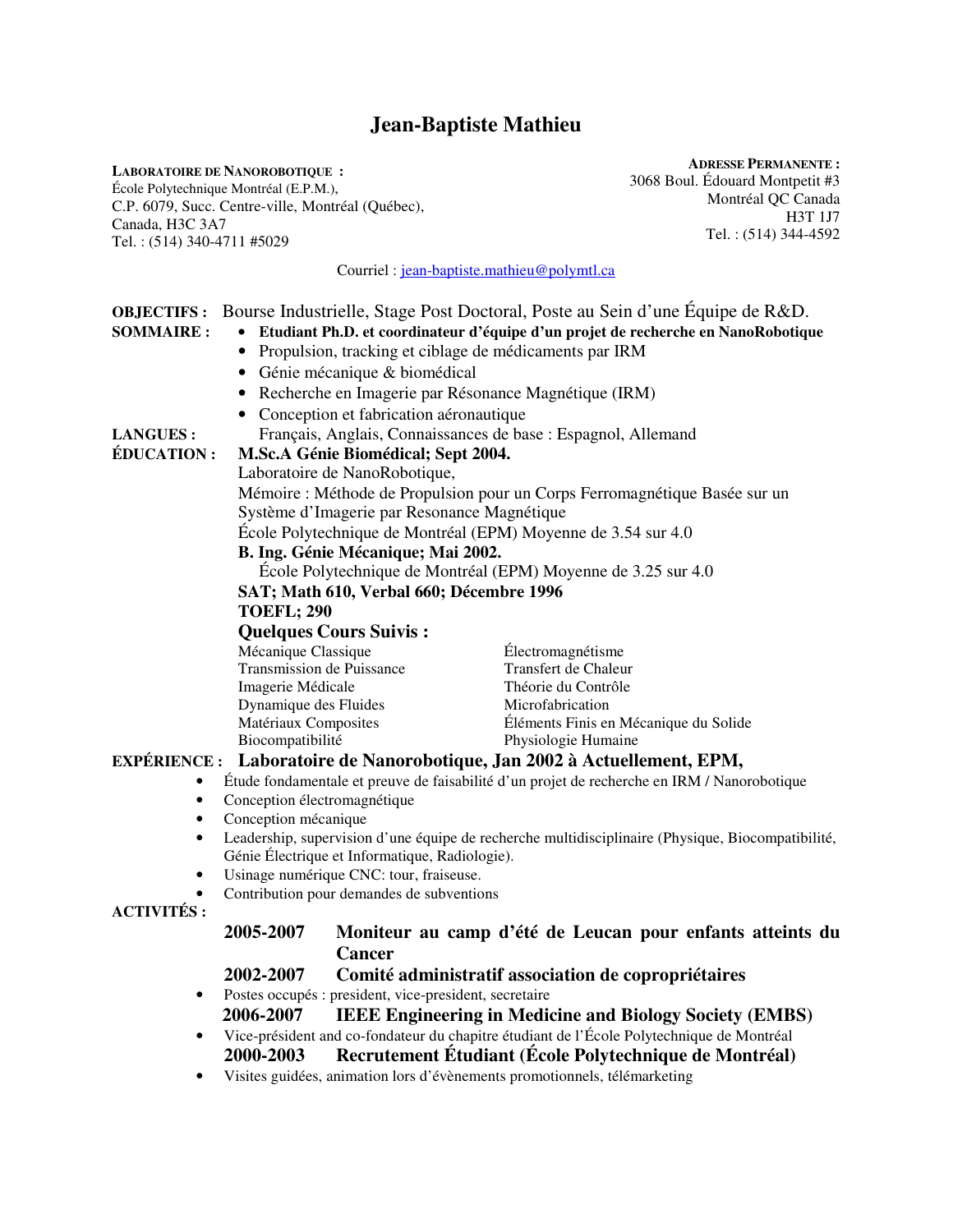# Jean-Baptiste Mathieu

**LABORATOIRE DE NANOROBOTIQUE :**
École Polytechnique Montréal (E.P.M.),
C.P. 6079, Succ. Centre-ville, Montréal (Québec),
Canada, H3C 3A7
Tel. : (514) 340-4711 #5029

**ADRESSE PERMANENTE :**
3068 Boul. Édouard Montpetit #3
Montréal QC Canada
H3T 1J7
Tel. : (514) 344-4592

Courriel : jean-baptiste.mathieu@polymtl.ca

**OBJECTIFS :** Bourse Industrielle, Stage Post Doctoral, Poste au Sein d'une Équipe de R&D.

**SOMMAIRE :**

- **Etudiant Ph.D. et coordinateur d'équipe d'un projet de recherche en NanoRobotique**
- Propulsion, tracking et ciblage de médicaments par IRM
- Génie mécanique & biomédical
- Recherche en Imagerie par Résonance Magnétique (IRM)
- Conception et fabrication aéronautique

**LANGUES :** Français, Anglais, Connaissances de base : Espagnol, Allemand

**ÉDUCATION :**

**M.Sc.A Génie Biomédical; Sept 2004.**
Laboratoire de NanoRobotique,
Mémoire : Méthode de Propulsion pour un Corps Ferromagnétique Basée sur un Système d'Imagerie par Resonance Magnétique
École Polytechnique de Montréal (EPM) Moyenne de 3.54 sur 4.0

**B. Ing. Génie Mécanique; Mai 2002.**
École Polytechnique de Montréal (EPM) Moyenne de 3.25 sur 4.0

**SAT; Math 610, Verbal 660; Décembre 1996**

**TOEFL; 290**

**Quelques Cours Suivis :**

| | |
|---|---|
| Mécanique Classique | Électromagnétisme |
| Transmission de Puissance | Transfert de Chaleur |
| Imagerie Médicale | Théorie du Contrôle |
| Dynamique des Fluides | Microfabrication |
| Matériaux Composites | Éléments Finis en Mécanique du Solide |
| Biocompatibilité | Physiologie Humaine |

**EXPÉRIENCE : Laboratoire de Nanorobotique, Jan 2002 à Actuellement, EPM,**

- Étude fondamentale et preuve de faisabilité d'un projet de recherche en IRM / Nanorobotique
- Conception électromagnétique
- Conception mécanique
- Leadership, supervision d'une équipe de recherche multidisciplinaire (Physique, Biocompatibilité, Génie Électrique et Informatique, Radiologie).
- Usinage numérique CNC: tour, fraiseuse.
- Contribution pour demandes de subventions

**ACTIVITÉS :**

**2005-2007 Moniteur au camp d'été de Leucan pour enfants atteints du Cancer**

**2002-2007 Comité administratif association de copropriétaires**

- Postes occupés : president, vice-president, secretaire

**2006-2007 IEEE Engineering in Medicine and Biology Society (EMBS)**

- Vice-président and co-fondateur du chapitre étudiant de l'École Polytechnique de Montréal

**2000-2003 Recrutement Étudiant (École Polytechnique de Montréal)**

- Visites guidées, animation lors d'évènements promotionnels, télémarketing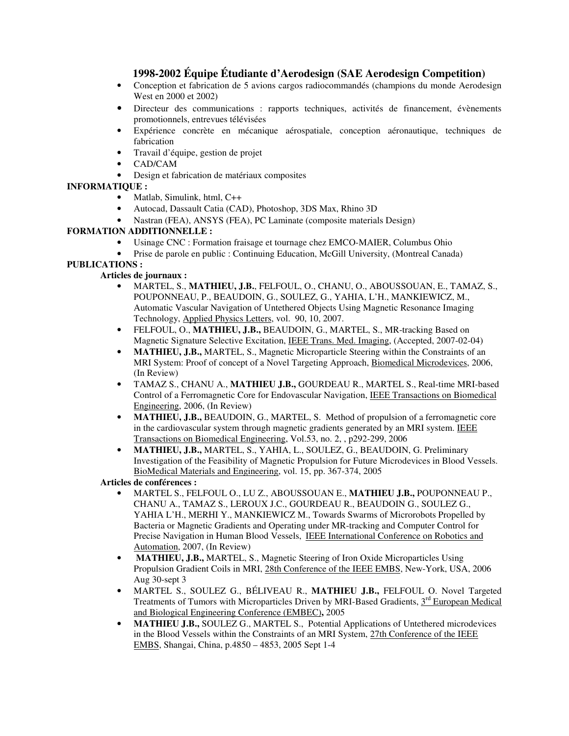### 1998-2002 Équipe Étudiante d'Aerodesign (SAE Aerodesign Competition)

- Conception et fabrication de 5 avions cargos radiocommandés (champions du monde Aerodesign West en 2000 et 2002)
- Directeur des communications : rapports techniques, activités de financement, évènements promotionnels, entrevues télévisées
- Expérience concrète en mécanique aérospatiale, conception aéronautique, techniques de fabrication
- Travail d'équipe, gestion de projet
- CAD/CAM
- Design et fabrication de matériaux composites

**INFORMATIQUE :**

- Matlab, Simulink, html, C++
- Autocad, Dassault Catia (CAD), Photoshop, 3DS Max, Rhino 3D
- Nastran (FEA), ANSYS (FEA), PC Laminate (composite materials Design)

**FORMATION ADDITIONNELLE :**

- Usinage CNC : Formation fraisage et tournage chez EMCO-MAIER, Columbus Ohio
- Prise de parole en public : Continuing Education, McGill University, (Montreal Canada)

**PUBLICATIONS :**

**Articles de journaux :**

- MARTEL, S., **MATHIEU, J.B.**, FELFOUL, O., CHANU, O., ABOUSSOUAN, E., TAMAZ, S., POUPONNEAU, P., BEAUDOIN, G., SOULEZ, G., YAHIA, L'H., MANKIEWICZ, M., Automatic Vascular Navigation of Untethered Objects Using Magnetic Resonance Imaging Technology, Applied Physics Letters, vol. 90, 10, 2007.
- FELFOUL, O., **MATHIEU, J.B.,** BEAUDOIN, G., MARTEL, S., MR-tracking Based on Magnetic Signature Selective Excitation, IEEE Trans. Med. Imaging, (Accepted, 2007-02-04)
- **MATHIEU, J.B.,** MARTEL, S., Magnetic Microparticle Steering within the Constraints of an MRI System: Proof of concept of a Novel Targeting Approach, Biomedical Microdevices, 2006, (In Review)
- TAMAZ S., CHANU A., **MATHIEU J.B.,** GOURDEAU R., MARTEL S., Real-time MRI-based Control of a Ferromagnetic Core for Endovascular Navigation, IEEE Transactions on Biomedical Engineering, 2006, (In Review)
- **MATHIEU, J.B.,** BEAUDOIN, G., MARTEL, S. Method of propulsion of a ferromagnetic core in the cardiovascular system through magnetic gradients generated by an MRI system. IEEE Transactions on Biomedical Engineering, Vol.53, no. 2, , p292-299, 2006
- **MATHIEU, J.B.,** MARTEL, S., YAHIA, L., SOULEZ, G., BEAUDOIN, G. Preliminary Investigation of the Feasibility of Magnetic Propulsion for Future Microdevices in Blood Vessels. BioMedical Materials and Engineering, vol. 15, pp. 367-374, 2005

**Articles de conférences :**

- MARTEL S., FELFOUL O., LU Z., ABOUSSOUAN E., **MATHIEU J.B.,** POUPONNEAU P., CHANU A., TAMAZ S., LEROUX J.C., GOURDEAU R., BEAUDOIN G., SOULEZ G., YAHIA L'H., MERHI Y., MANKIEWICZ M., Towards Swarms of Microrobots Propelled by Bacteria or Magnetic Gradients and Operating under MR-tracking and Computer Control for Precise Navigation in Human Blood Vessels, IEEE International Conference on Robotics and Automation, 2007, (In Review)
- **MATHIEU, J.B.,** MARTEL, S., Magnetic Steering of Iron Oxide Microparticles Using Propulsion Gradient Coils in MRI, 28th Conference of the IEEE EMBS, New-York, USA, 2006 Aug 30-sept 3
- MARTEL S., SOULEZ G., BÉLIVEAU R., **MATHIEU J.B.,** FELFOUL O. Novel Targeted Treatments of Tumors with Microparticles Driven by MRI-Based Gradients, 3rd European Medical and Biological Engineering Conference (EMBEC)**,** 2005
- **MATHIEU J.B.,** SOULEZ G., MARTEL S., Potential Applications of Untethered microdevices in the Blood Vessels within the Constraints of an MRI System, 27th Conference of the IEEE EMBS, Shangai, China, p.4850 – 4853, 2005 Sept 1-4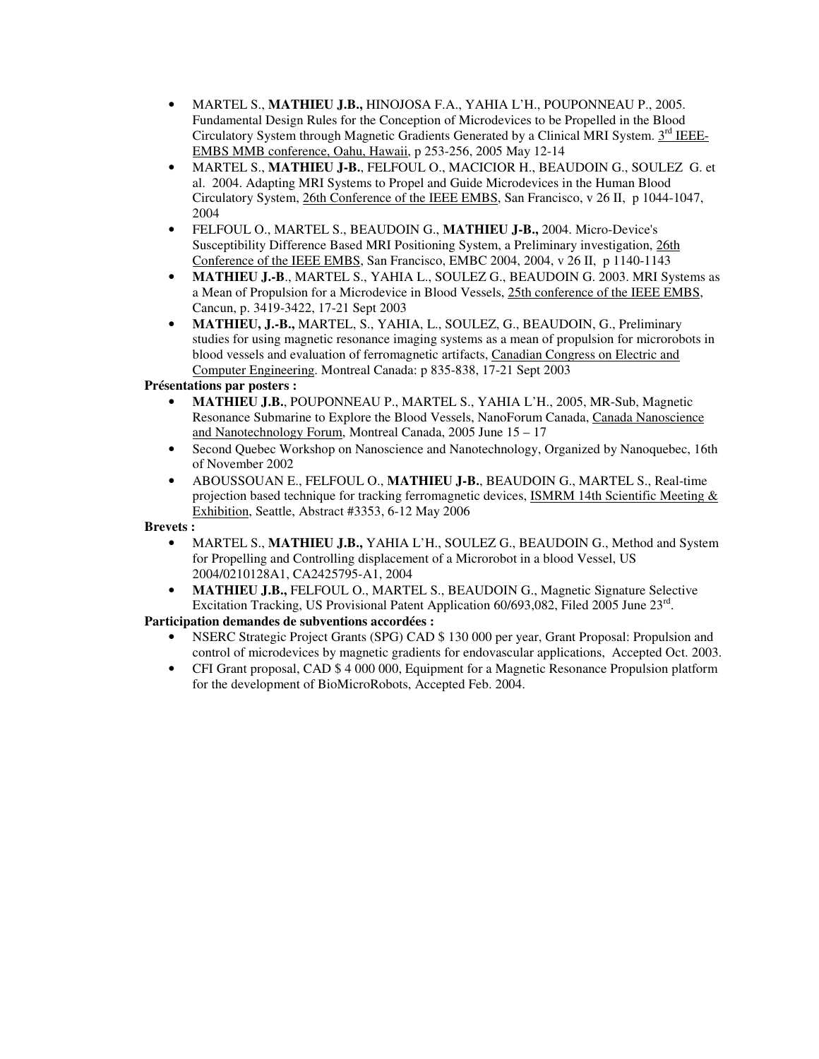- MARTEL S., **MATHIEU J.B.,** HINOJOSA F.A., YAHIA L'H., POUPONNEAU P., 2005. Fundamental Design Rules for the Conception of Microdevices to be Propelled in the Blood Circulatory System through Magnetic Gradients Generated by a Clinical MRI System. 3rd IEEE-EMBS MMB conference, Oahu, Hawaii, p 253-256, 2005 May 12-14
- MARTEL S., **MATHIEU J-B.**, FELFOUL O., MACICIOR H., BEAUDOIN G., SOULEZ G. et al. 2004. Adapting MRI Systems to Propel and Guide Microdevices in the Human Blood Circulatory System, 26th Conference of the IEEE EMBS, San Francisco, v 26 II, p 1044-1047, 2004
- FELFOUL O., MARTEL S., BEAUDOIN G., **MATHIEU J-B.,** 2004. Micro-Device's Susceptibility Difference Based MRI Positioning System, a Preliminary investigation, 26th Conference of the IEEE EMBS, San Francisco, EMBC 2004, 2004, v 26 II, p 1140-1143
- **MATHIEU J.-B**., MARTEL S., YAHIA L., SOULEZ G., BEAUDOIN G. 2003. MRI Systems as a Mean of Propulsion for a Microdevice in Blood Vessels, 25th conference of the IEEE EMBS, Cancun, p. 3419-3422, 17-21 Sept 2003
- **MATHIEU, J.-B.,** MARTEL, S., YAHIA, L., SOULEZ, G., BEAUDOIN, G., Preliminary studies for using magnetic resonance imaging systems as a mean of propulsion for microrobots in blood vessels and evaluation of ferromagnetic artifacts, Canadian Congress on Electric and Computer Engineering. Montreal Canada: p 835-838, 17-21 Sept 2003

**Présentations par posters :**

- **MATHIEU J.B.**, POUPONNEAU P., MARTEL S., YAHIA L'H., 2005, MR-Sub, Magnetic Resonance Submarine to Explore the Blood Vessels, NanoForum Canada, Canada Nanoscience and Nanotechnology Forum, Montreal Canada, 2005 June 15 – 17
- Second Quebec Workshop on Nanoscience and Nanotechnology, Organized by Nanoquebec, 16th of November 2002
- ABOUSSOUAN E., FELFOUL O., **MATHIEU J-B.**, BEAUDOIN G., MARTEL S., Real-time projection based technique for tracking ferromagnetic devices, ISMRM 14th Scientific Meeting & Exhibition, Seattle, Abstract #3353, 6-12 May 2006

**Brevets :**

- MARTEL S., **MATHIEU J.B.,** YAHIA L'H., SOULEZ G., BEAUDOIN G., Method and System for Propelling and Controlling displacement of a Microrobot in a blood Vessel, US 2004/0210128A1, CA2425795-A1, 2004
- **MATHIEU J.B.,** FELFOUL O., MARTEL S., BEAUDOIN G., Magnetic Signature Selective Excitation Tracking, US Provisional Patent Application 60/693,082, Filed 2005 June 23rd.

**Participation demandes de subventions accordées :**

- NSERC Strategic Project Grants (SPG) CAD $ 130 000 per year, Grant Proposal: Propulsion and control of microdevices by magnetic gradients for endovascular applications, Accepted Oct. 2003.
- CFI Grant proposal, CAD $ 4 000 000, Equipment for a Magnetic Resonance Propulsion platform for the development of BioMicroRobots, Accepted Feb. 2004.